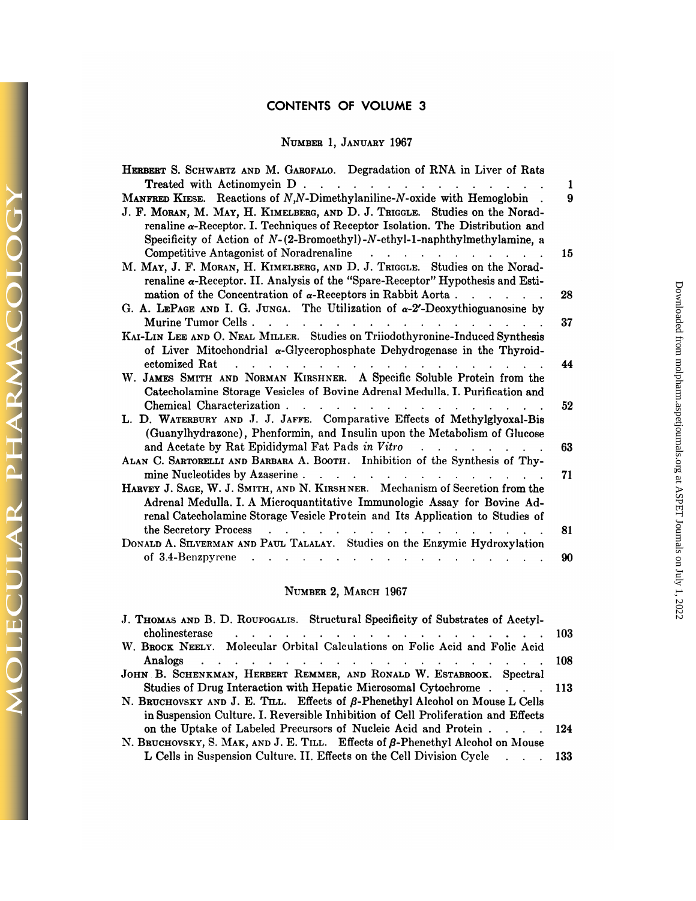# CONTENTS OF VOLUME 3

## Number 1, January 1967

Herbert S. Schwartz and M. Garofalo. Degradation of RNA in Liver of Rats Treated with Actinomycin D . . . 1

Manfred Kiese. Reactions of *N,N*-Dimethylaniline-*N*-oxide with Hemoglobin . 9

J. F. Moran, M. May, H. Kimelberg, and D. J. Triggle. Studies on the Noradrenaline $\alpha$-Receptor. I. Techniques of Receptor Isolation. The Distribution and Specificity of Action of *N*-(2-Bromoethyl)-*N*-ethyl-1-naphthylmethylamine, a Competitive Antagonist of Noradrenaline . . . 15

M. May, J. F. Moran, H. Kimelberg, and D. J. Triggle. Studies on the Noradrenaline $\alpha$-Receptor. II. Analysis of the "Spare-Receptor" Hypothesis and Estimation of the Concentration of $\alpha$-Receptors in Rabbit Aorta . . . 28

G. A. LePage and I. G. Junga. The Utilization of $\alpha$-2′-Deoxythioguanosine by Murine Tumor Cells . . . 37

Kai-Lin Lee and O. Neal Miller. Studies on Triiodothyronine-Induced Synthesis of Liver Mitochondrial $\alpha$-Glycerophosphate Dehydrogenase in the Thyroidectomized Rat . . . 44

W. James Smith and Norman Kirshner. A Specific Soluble Protein from the Catecholamine Storage Vesicles of Bovine Adrenal Medulla. I. Purification and Chemical Characterization . . . 52

L. D. Waterbury and J. J. Jaffe. Comparative Effects of Methylglyoxal-Bis (Guanylhydrazone), Phenformin, and Insulin upon the Metabolism of Glucose and Acetate by Rat Epididymal Fat Pads *in Vitro* . . . 63

Alan C. Sartorelli and Barbara A. Booth. Inhibition of the Synthesis of Thymine Nucleotides by Azaserine . . . 71

Harvey J. Sage, W. J. Smith, and N. Kirshner. Mechanism of Secretion from the Adrenal Medulla. I. A Microquantitative Immunologic Assay for Bovine Adrenal Catecholamine Storage Vesicle Protein and Its Application to Studies of the Secretory Process . . . 81

Donald A. Silverman and Paul Talalay. Studies on the Enzymic Hydroxylation of 3,4-Benzpyrene . . . 90

## Number 2, March 1967

J. Thomas and B. D. Roufogalis. Structural Specificity of Substrates of Acetylcholinesterase . . . 103

W. Brock Neely. Molecular Orbital Calculations on Folic Acid and Folic Acid Analogs . . . 108

John B. Schenkman, Herbert Remmer, and Ronald W. Estabrook. Spectral Studies of Drug Interaction with Hepatic Microsomal Cytochrome . . . 113

N. Bruchovsky and J. E. Till. Effects of $\beta$-Phenethyl Alcohol on Mouse L Cells in Suspension Culture. I. Reversible Inhibition of Cell Proliferation and Effects on the Uptake of Labeled Precursors of Nucleic Acid and Protein . . . 124

N. Bruchovsky, S. Mak, and J. E. Till. Effects of $\beta$-Phenethyl Alcohol on Mouse L Cells in Suspension Culture. II. Effects on the Cell Division Cycle . . . 133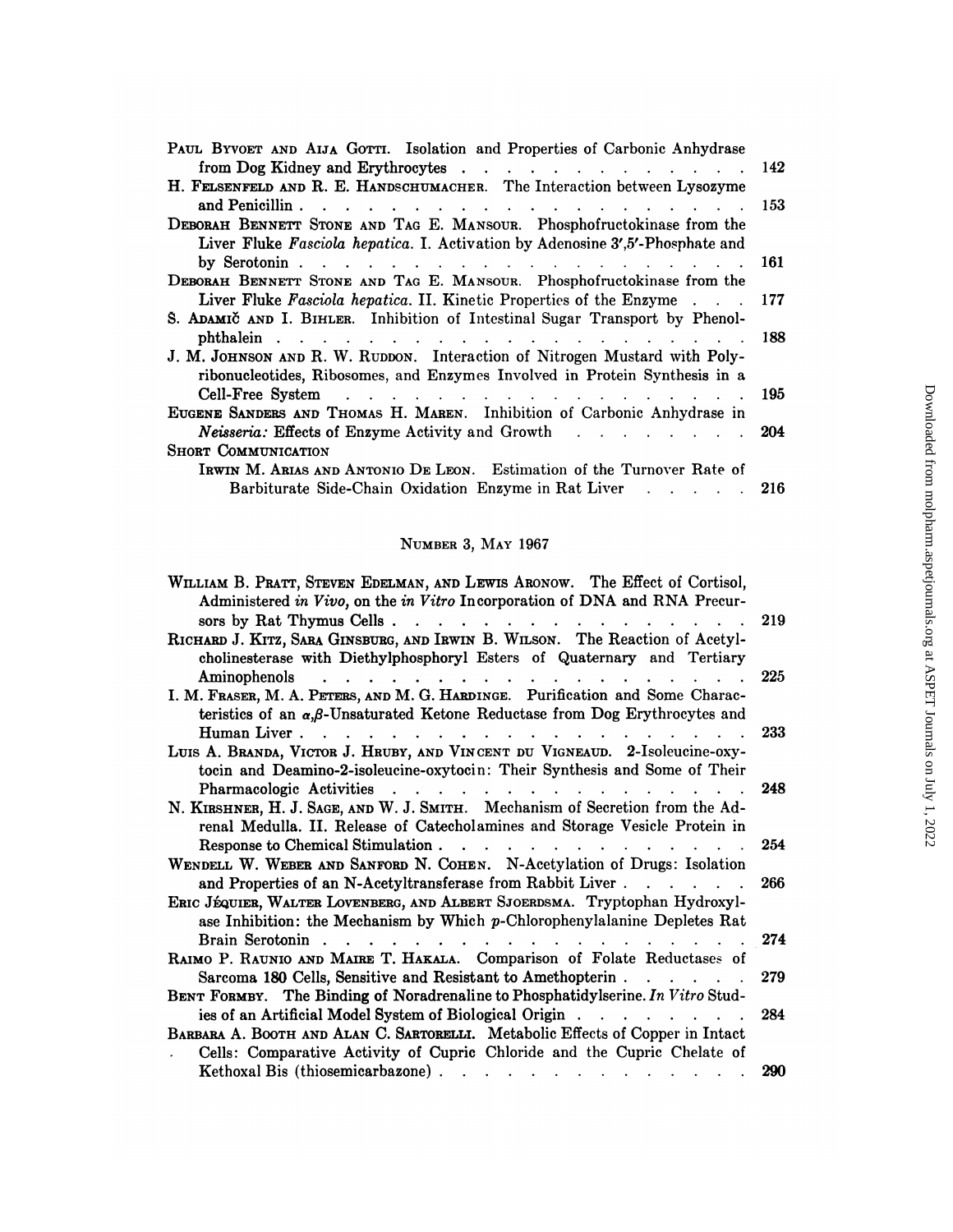Paul Byvoet and Aija Gotti. Isolation and Properties of Carbonic Anhydrase from Dog Kidney and Erythrocytes . . . . . . . . . . . . . . 142

H. Felsenfeld and R. E. Handschumacher. The Interaction between Lysozyme and Penicillin . . . . . . . . . . . . . . . . . . . . 153

Deborah Bennett Stone and Tag E. Mansour. Phosphofructokinase from the Liver Fluke *Fasciola hepatica*. I. Activation by Adenosine 3′,5′-Phosphate and by Serotonin . . . . . . . . . . . . . . . . . . . . 161

Deborah Bennett Stone and Tag E. Mansour. Phosphofructokinase from the Liver Fluke *Fasciola hepatica*. II. Kinetic Properties of the Enzyme . . . 177

S. Adamič and I. Bihler. Inhibition of Intestinal Sugar Transport by Phenolphthalein . . . . . . . . . . . . . . . . . . . . . . 188

J. M. Johnson and R. W. Ruddon. Interaction of Nitrogen Mustard with Polyribonucleotides, Ribosomes, and Enzymes Involved in Protein Synthesis in a Cell-Free System . . . . . . . . . . . . . . . . . . . . 195

Eugene Sanders and Thomas H. Maren. Inhibition of Carbonic Anhydrase in *Neisseria:* Effects of Enzyme Activity and Growth . . . . . . . . . 204

Short Communication

Irwin M. Arias and Antonio De Leon. Estimation of the Turnover Rate of Barbiturate Side-Chain Oxidation Enzyme in Rat Liver . . . . . 216

## Number 3, May 1967

William B. Pratt, Steven Edelman, and Lewis Aronow. The Effect of Cortisol, Administered *in Vivo*, on the *in Vitro* Incorporation of DNA and RNA Precursors by Rat Thymus Cells . . . . . . . . . . . . . . . . 219

Richard J. Kitz, Sara Ginsburg, and Irwin B. Wilson. The Reaction of Acetylcholinesterase with Diethylphosphoryl Esters of Quaternary and Tertiary Aminophenols . . . . . . . . . . . . . . . . . . . . 225

I. M. Fraser, M. A. Peters, and M. G. Hardinge. Purification and Some Characteristics of an $\alpha,\beta$-Unsaturated Ketone Reductase from Dog Erythrocytes and Human Liver . . . . . . . . . . . . . . . . . . . . 233

Luis A. Branda, Victor J. Hruby, and Vincent du Vigneaud. 2-Isoleucine-oxytocin and Deamino-2-isoleucine-oxytocin: Their Synthesis and Some of Their Pharmacologic Activities . . . . . . . . . . . . . . . . . 248

N. Kirshner, H. J. Sage, and W. J. Smith. Mechanism of Secretion from the Adrenal Medulla. II. Release of Catecholamines and Storage Vesicle Protein in Response to Chemical Stimulation . . . . . . . . . . . . . . . 254

Wendell W. Weber and Sanford N. Cohen. N-Acetylation of Drugs: Isolation and Properties of an N-Acetyltransferase from Rabbit Liver . . . . . . 266

Eric Jéquier, Walter Lovenberg, and Albert Sjoerdsma. Tryptophan Hydroxylase Inhibition: the Mechanism by Which *p*-Chlorophenylalanine Depletes Rat Brain Serotonin . . . . . . . . . . . . . . . . . . . . 274

Raimo P. Raunio and Maire T. Hakala. Comparison of Folate Reductases of Sarcoma 180 Cells, Sensitive and Resistant to Amethopterin . . . . . . 279

Bent Formby. The Binding of Noradrenaline to Phosphatidylserine. *In Vitro* Studies of an Artificial Model System of Biological Origin . . . . . . . . 284

Barbara A. Booth and Alan C. Sartorelli. Metabolic Effects of Copper in Intact Cells: Comparative Activity of Cupric Chloride and the Cupric Chelate of Kethoxal Bis (thiosemicarbazone) . . . . . . . . . . . . . . 290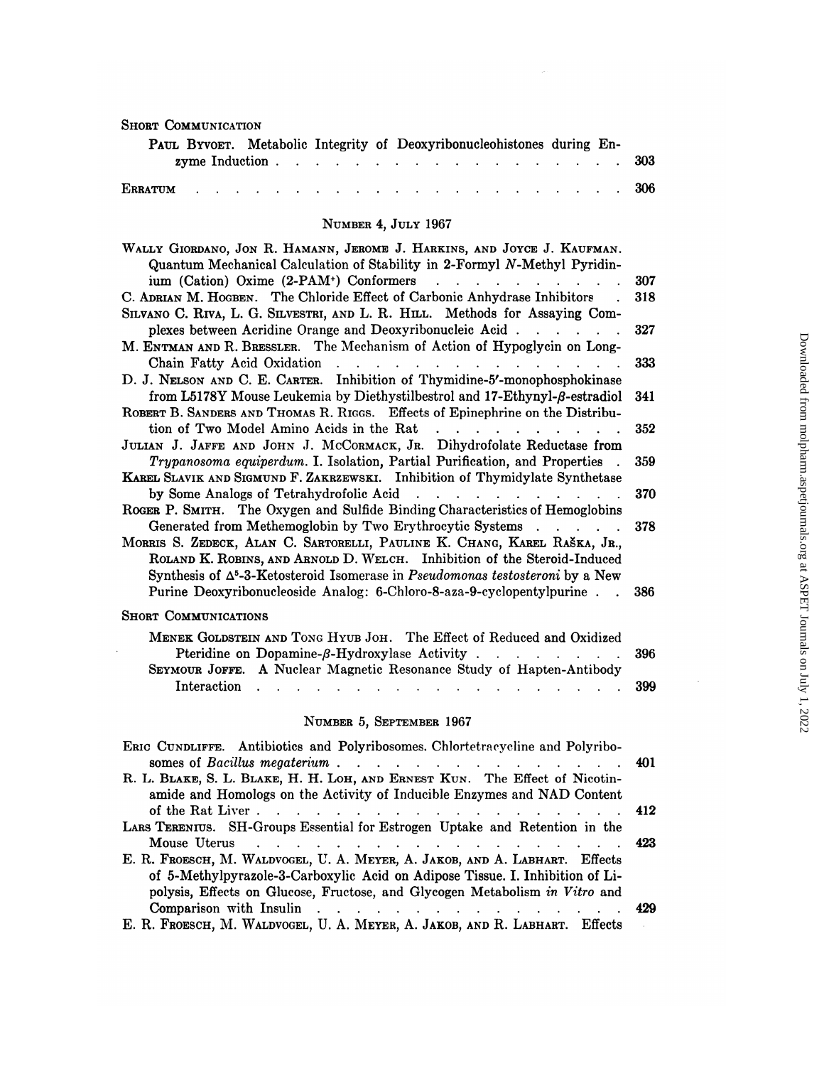SHORT COMMUNICATION

PAUL BYVOET. Metabolic Integrity of Deoxyribonucleohistones during Enzyme Induction . . . 303

ERRATUM . . . 306

## NUMBER 4, JULY 1967

WALLY GIORDANO, JON R. HAMANN, JEROME J. HARKINS, AND JOYCE J. KAUFMAN. Quantum Mechanical Calculation of Stability in 2-Formyl *N*-Methyl Pyridinium (Cation) Oxime (2-PAM$^+$) Conformers . . . 307

C. ADRIAN M. HOGBEN. The Chloride Effect of Carbonic Anhydrase Inhibitors . . . 318

SILVANO C. RIVA, L. G. SILVESTRI, AND L. R. HILL. Methods for Assaying Complexes between Acridine Orange and Deoxyribonucleic Acid . . . 327

M. ENTMAN AND R. BRESSLER. The Mechanism of Action of Hypoglycin on Long-Chain Fatty Acid Oxidation . . . 333

D. J. NELSON AND C. E. CARTER. Inhibition of Thymidine-5′-monophosphokinase from L5178Y Mouse Leukemia by Diethystilbestrol and 17-Ethynyl-$\beta$-estradiol 341

ROBERT B. SANDERS AND THOMAS R. RIGGS. Effects of Epinephrine on the Distribution of Two Model Amino Acids in the Rat . . . 352

JULIAN J. JAFFE AND JOHN J. MCCORMACK, JR. Dihydrofolate Reductase from *Trypanosoma equiperdum*. I. Isolation, Partial Purification, and Properties . 359

KAREL SLAVIK AND SIGMUND F. ZAKRZEWSKI. Inhibition of Thymidylate Synthetase by Some Analogs of Tetrahydrofolic Acid . . . 370

ROGER P. SMITH. The Oxygen and Sulfide Binding Characteristics of Hemoglobins Generated from Methemoglobin by Two Erythrocytic Systems . . . 378

MORRIS S. ZEDECK, ALAN C. SARTORELLI, PAULINE K. CHANG, KAREL RAŠKA, JR., ROLAND K. ROBINS, AND ARNOLD D. WELCH. Inhibition of the Steroid-Induced Synthesis of $\Delta^5$-3-Ketosteroid Isomerase in *Pseudomonas testosteroni* by a New Purine Deoxyribonucleoside Analog: 6-Chloro-8-aza-9-cyclopentylpurine . . 386

SHORT COMMUNICATIONS

MENEK GOLDSTEIN AND TONG HYUB JOH. The Effect of Reduced and Oxidized Pteridine on Dopamine-$\beta$-Hydroxylase Activity . . . 396

SEYMOUR JOFFE. A Nuclear Magnetic Resonance Study of Hapten-Antibody Interaction . . . 399

## NUMBER 5, SEPTEMBER 1967

ERIC CUNDLIFFE. Antibiotics and Polyribosomes. Chlortetracycline and Polyribosomes of *Bacillus megaterium* . . . 401

R. L. BLAKE, S. L. BLAKE, H. H. LOH, AND ERNEST KUN. The Effect of Nicotinamide and Homologs on the Activity of Inducible Enzymes and NAD Content of the Rat Liver . . . 412

LARS TERENIUS. SH-Groups Essential for Estrogen Uptake and Retention in the Mouse Uterus . . . 423

E. R. FROESCH, M. WALDVOGEL, U. A. MEYER, A. JAKOB, AND A. LABHART. Effects of 5-Methylpyrazole-3-Carboxylic Acid on Adipose Tissue. I. Inhibition of Lipolysis, Effects on Glucose, Fructose, and Glycogen Metabolism *in Vitro* and Comparison with Insulin . . . 429

E. R. FROESCH, M. WALDVOGEL, U. A. MEYER, A. JAKOB, AND R. LABHART. Effects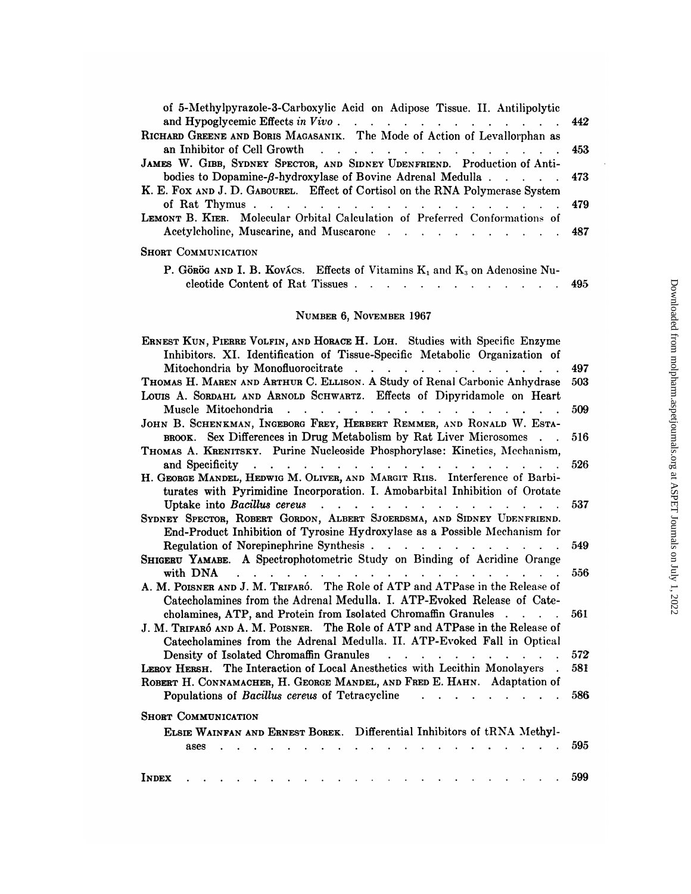of 5-Methylpyrazole-3-Carboxylic Acid on Adipose Tissue. II. Antilipolytic and Hypoglycemic Effects *in Vivo* . . . . . . . . . . . . . . . . 442

RICHARD GREENE AND BORIS MAGASANIK. The Mode of Action of Levallorphan as an Inhibitor of Cell Growth . . . . . . . . . . . . . . . . 453

JAMES W. GIBB, SYDNEY SPECTOR, AND SIDNEY UDENFRIEND. Production of Antibodies to Dopamine-$\beta$-hydroxylase of Bovine Adrenal Medulla . . . . . . 473

K. E. FOX AND J. D. GABOUREL. Effect of Cortisol on the RNA Polymerase System of Rat Thymus . . . . . . . . . . . . . . . . . . . . 479

LEMONT B. KIER. Molecular Orbital Calculation of Preferred Conformations of Acetylcholine, Muscarine, and Muscarone . . . . . . . . . . . . 487

SHORT COMMUNICATION

P. GÖRÖG AND I. B. KOVÁCS. Effects of Vitamins $K_1$ and $K_3$ on Adenosine Nucleotide Content of Rat Tissues . . . . . . . . . . . . . . 495

## NUMBER 6, NOVEMBER 1967

ERNEST KUN, PIERRE VOLFIN, AND HORACE H. LOH. Studies with Specific Enzyme Inhibitors. XI. Identification of Tissue-Specific Metabolic Organization of Mitochondria by Monofluorocitrate . . . . . . . . . . . . . . . 497

THOMAS H. MAREN AND ARTHUR C. ELLISON. A Study of Renal Carbonic Anhydrase 503

LOUIS A. SORDAHL AND ARNOLD SCHWARTZ. Effects of Dipyridamole on Heart Muscle Mitochondria . . . . . . . . . . . . . . . . . . . . 509

JOHN B. SCHENKMAN, INGEBORG FREY, HERBERT REMMER, AND RONALD W. ESTABROOK. Sex Differences in Drug Metabolism by Rat Liver Microsomes . . 516

THOMAS A. KRENITSKY. Purine Nucleoside Phosphorylase: Kinetics, Mechanism, and Specificity . . . . . . . . . . . . . . . . . . . . . 526

H. GEORGE MANDEL, HEDWIG M. OLIVER, AND MARGIT RIIS. Interference of Barbiturates with Pyrimidine Incorporation. I. Amobarbital Inhibition of Orotate Uptake into *Bacillus cereus* . . . . . . . . . . . . . . . . . 537

SYDNEY SPECTOR, ROBERT GORDON, ALBERT SJOERDSMA, AND SIDNEY UDENFRIEND. End-Product Inhibition of Tyrosine Hydroxylase as a Possible Mechanism for Regulation of Norepinephrine Synthesis . . . . . . . . . . . . . 549

SHIGERU YAMABE. A Spectrophotometric Study on Binding of Acridine Orange with DNA . . . . . . . . . . . . . . . . . . . . . . . 556

A. M. POISNER AND J. M. TRIFARÓ. The Role of ATP and ATPase in the Release of Catecholamines from the Adrenal Medulla. I. ATP-Evoked Release of Catecholamines, ATP, and Protein from Isolated Chromaffin Granules . . . . 561

J. M. TRIFARÓ AND A. M. POISNER. The Role of ATP and ATPase in the Release of Catecholamines from the Adrenal Medulla. II. ATP-Evoked Fall in Optical Density of Isolated Chromaffin Granules . . . . . . . . . . . . 572

LEROY HERSH. The Interaction of Local Anesthetics with Lecithin Monolayers . 581

ROBERT H. CONNAMACHER, H. GEORGE MANDEL, AND FRED E. HAHN. Adaptation of Populations of *Bacillus cereus* of Tetracycline . . . . . . . . . . 586

SHORT COMMUNICATION

ELSIE WAINFAN AND ERNEST BOREK. Differential Inhibitors of tRNA Methylases . . . . . . . . . . . . . . . . . . . . . . . . 595

INDEX . . . . . . . . . . . . . . . . . . . . . . . . . 599